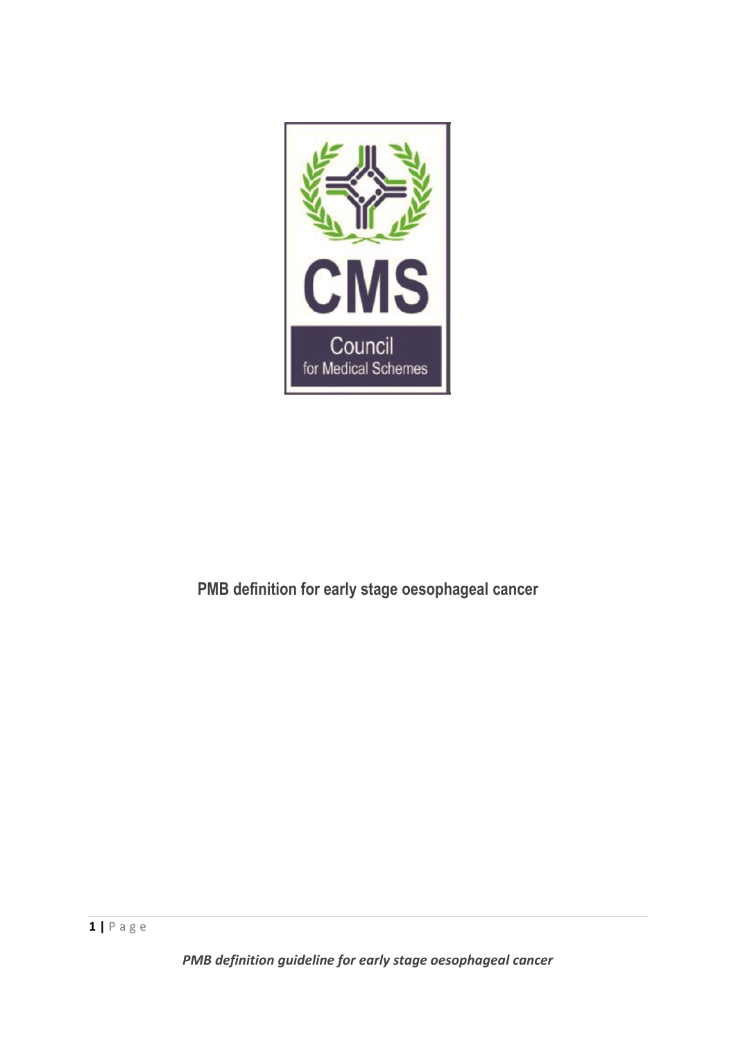# PMB definition for early stage oesophageal cancer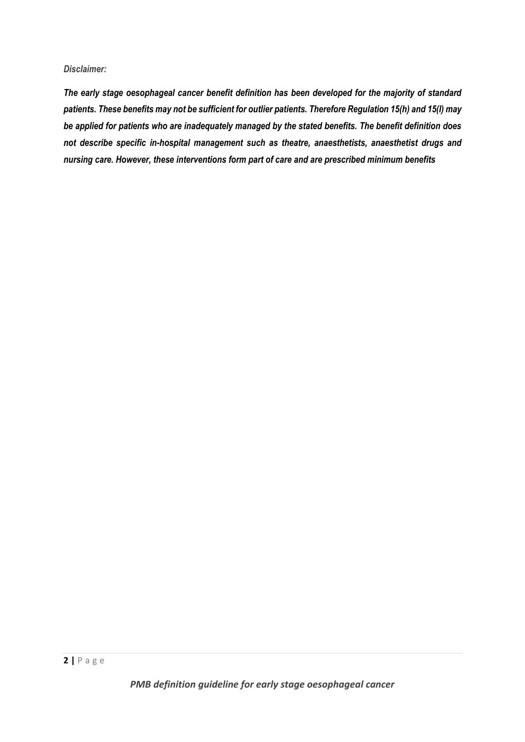*Disclaimer:*

***The early stage oesophageal cancer benefit definition has been developed for the majority of standard patients. These benefits may not be sufficient for outlier patients. Therefore Regulation 15(h) and 15(l) may be applied for patients who are inadequately managed by the stated benefits. The benefit definition does not describe specific in-hospital management such as theatre, anaesthetists, anaesthetist drugs and nursing care. However, these interventions form part of care and are prescribed minimum benefits***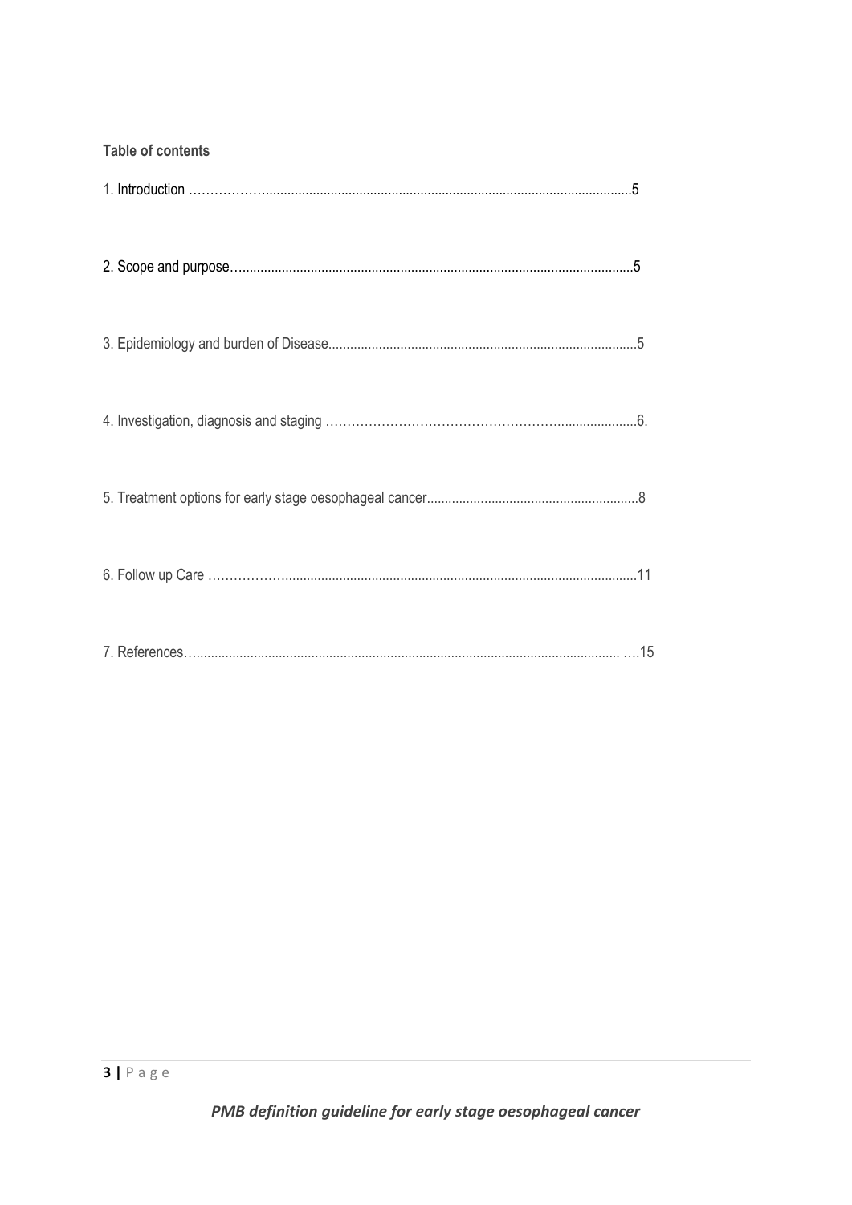**Table of contents**

1. Introduction ……………….......................................................................................................5

2. Scope and purpose….............................................................................................................5

3. Epidemiology and burden of Disease.....................................................................................5

4. Investigation, diagnosis and staging ……………………………………………….....................6.

5. Treatment options for early stage oesophageal cancer...........................................................8

6. Follow up Care ………………..................................................................................................11

7. References…...................................................................................................................... ….15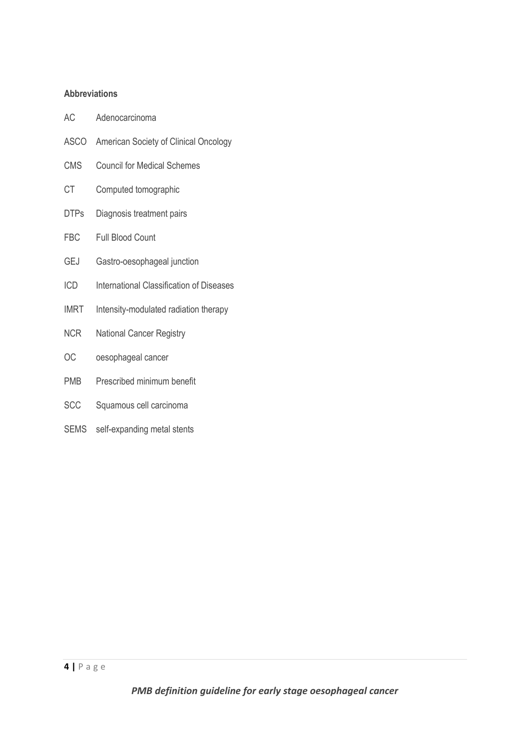**Abbreviations**

| | |
|---|---|
| AC | Adenocarcinoma |
| ASCO | American Society of Clinical Oncology |
| CMS | Council for Medical Schemes |
| CT | Computed tomographic |
| DTPs | Diagnosis treatment pairs |
| FBC | Full Blood Count |
| GEJ | Gastro-oesophageal junction |
| ICD | International Classification of Diseases |
| IMRT | Intensity-modulated radiation therapy |
| NCR | National Cancer Registry |
| OC | oesophageal cancer |
| PMB | Prescribed minimum benefit |
| SCC | Squamous cell carcinoma |
| SEMS | self-expanding metal stents |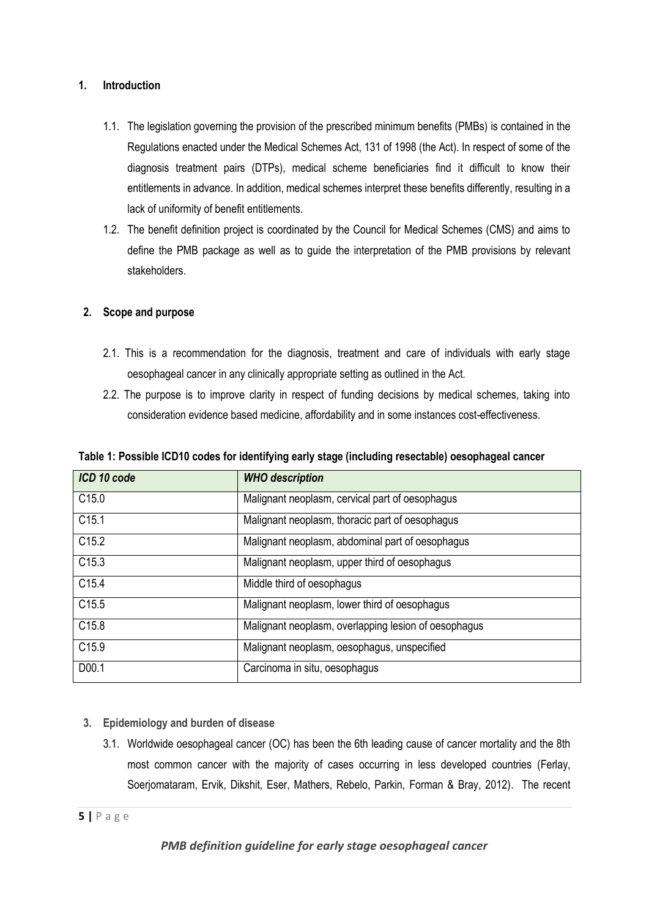## 1. Introduction

1.1. The legislation governing the provision of the prescribed minimum benefits (PMBs) is contained in the Regulations enacted under the Medical Schemes Act, 131 of 1998 (the Act). In respect of some of the diagnosis treatment pairs (DTPs), medical scheme beneficiaries find it difficult to know their entitlements in advance. In addition, medical schemes interpret these benefits differently, resulting in a lack of uniformity of benefit entitlements.

1.2. The benefit definition project is coordinated by the Council for Medical Schemes (CMS) and aims to define the PMB package as well as to guide the interpretation of the PMB provisions by relevant stakeholders.

## 2. Scope and purpose

2.1. This is a recommendation for the diagnosis, treatment and care of individuals with early stage oesophageal cancer in any clinically appropriate setting as outlined in the Act.

2.2. The purpose is to improve clarity in respect of funding decisions by medical schemes, taking into consideration evidence based medicine, affordability and in some instances cost-effectiveness.

**Table 1: Possible ICD10 codes for identifying early stage (including resectable) oesophageal cancer**

| *ICD 10 code* | *WHO description* |
|---|---|
| C15.0 | Malignant neoplasm, cervical part of oesophagus |
| C15.1 | Malignant neoplasm, thoracic part of oesophagus |
| C15.2 | Malignant neoplasm, abdominal part of oesophagus |
| C15.3 | Malignant neoplasm, upper third of oesophagus |
| C15.4 | Middle third of oesophagus |
| C15.5 | Malignant neoplasm, lower third of oesophagus |
| C15.8 | Malignant neoplasm, overlapping lesion of oesophagus |
| C15.9 | Malignant neoplasm, oesophagus, unspecified |
| D00.1 | Carcinoma in situ, oesophagus |

## 3. Epidemiology and burden of disease

3.1. Worldwide oesophageal cancer (OC) has been the 6th leading cause of cancer mortality and the 8th most common cancer with the majority of cases occurring in less developed countries (Ferlay, Soerjomataram, Ervik, Dikshit, Eser, Mathers, Rebelo, Parkin, Forman & Bray, 2012). The recent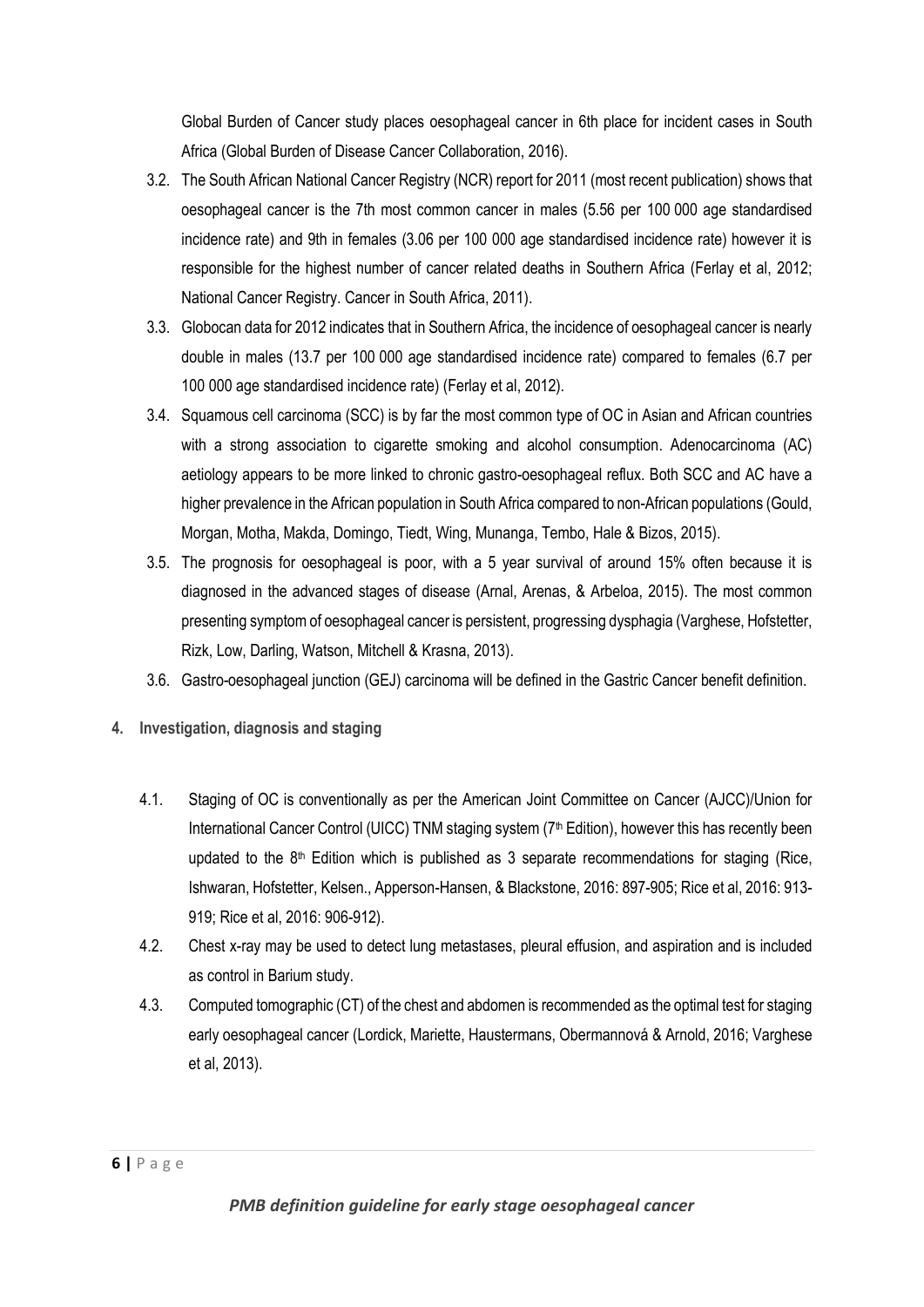Global Burden of Cancer study places oesophageal cancer in 6th place for incident cases in South Africa (Global Burden of Disease Cancer Collaboration, 2016).

3.2. The South African National Cancer Registry (NCR) report for 2011 (most recent publication) shows that oesophageal cancer is the 7th most common cancer in males (5.56 per 100 000 age standardised incidence rate) and 9th in females (3.06 per 100 000 age standardised incidence rate) however it is responsible for the highest number of cancer related deaths in Southern Africa (Ferlay et al, 2012; National Cancer Registry. Cancer in South Africa, 2011).

3.3. Globocan data for 2012 indicates that in Southern Africa, the incidence of oesophageal cancer is nearly double in males (13.7 per 100 000 age standardised incidence rate) compared to females (6.7 per 100 000 age standardised incidence rate) (Ferlay et al, 2012).

3.4. Squamous cell carcinoma (SCC) is by far the most common type of OC in Asian and African countries with a strong association to cigarette smoking and alcohol consumption. Adenocarcinoma (AC) aetiology appears to be more linked to chronic gastro-oesophageal reflux. Both SCC and AC have a higher prevalence in the African population in South Africa compared to non-African populations (Gould, Morgan, Motha, Makda, Domingo, Tiedt, Wing, Munanga, Tembo, Hale & Bizos, 2015).

3.5. The prognosis for oesophageal is poor, with a 5 year survival of around 15% often because it is diagnosed in the advanced stages of disease (Arnal, Arenas, & Arbeloa, 2015). The most common presenting symptom of oesophageal cancer is persistent, progressing dysphagia (Varghese, Hofstetter, Rizk, Low, Darling, Watson, Mitchell & Krasna, 2013).

3.6. Gastro-oesophageal junction (GEJ) carcinoma will be defined in the Gastric Cancer benefit definition.

## 4. Investigation, diagnosis and staging

4.1. Staging of OC is conventionally as per the American Joint Committee on Cancer (AJCC)/Union for International Cancer Control (UICC) TNM staging system (7th Edition), however this has recently been updated to the 8th Edition which is published as 3 separate recommendations for staging (Rice, Ishwaran, Hofstetter, Kelsen., Apperson-Hansen, & Blackstone, 2016: 897-905; Rice et al, 2016: 913-919; Rice et al, 2016: 906-912).

4.2. Chest x-ray may be used to detect lung metastases, pleural effusion, and aspiration and is included as control in Barium study.

4.3. Computed tomographic (CT) of the chest and abdomen is recommended as the optimal test for staging early oesophageal cancer (Lordick, Mariette, Haustermans, Obermannová & Arnold, 2016; Varghese et al, 2013).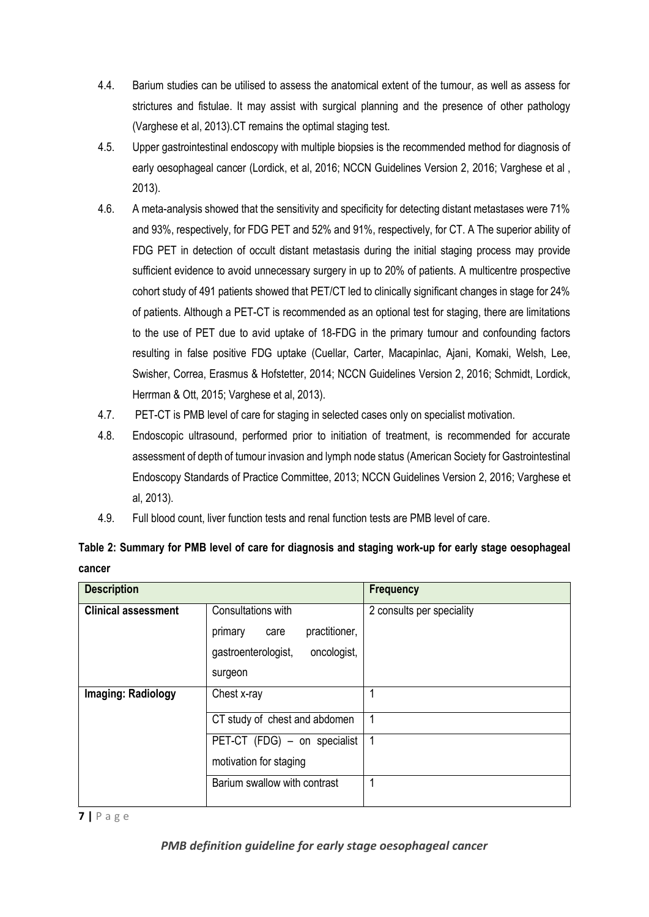4.4. Barium studies can be utilised to assess the anatomical extent of the tumour, as well as assess for strictures and fistulae. It may assist with surgical planning and the presence of other pathology (Varghese et al, 2013).CT remains the optimal staging test.

4.5. Upper gastrointestinal endoscopy with multiple biopsies is the recommended method for diagnosis of early oesophageal cancer (Lordick, et al, 2016; NCCN Guidelines Version 2, 2016; Varghese et al , 2013).

4.6. A meta-analysis showed that the sensitivity and specificity for detecting distant metastases were 71% and 93%, respectively, for FDG PET and 52% and 91%, respectively, for CT. A The superior ability of FDG PET in detection of occult distant metastasis during the initial staging process may provide sufficient evidence to avoid unnecessary surgery in up to 20% of patients. A multicentre prospective cohort study of 491 patients showed that PET/CT led to clinically significant changes in stage for 24% of patients. Although a PET-CT is recommended as an optional test for staging, there are limitations to the use of PET due to avid uptake of 18-FDG in the primary tumour and confounding factors resulting in false positive FDG uptake (Cuellar, Carter, Macapinlac, Ajani, Komaki, Welsh, Lee, Swisher, Correa, Erasmus & Hofstetter, 2014; NCCN Guidelines Version 2, 2016; Schmidt, Lordick, Herrman & Ott, 2015; Varghese et al, 2013).

4.7. PET-CT is PMB level of care for staging in selected cases only on specialist motivation.

4.8. Endoscopic ultrasound, performed prior to initiation of treatment, is recommended for accurate assessment of depth of tumour invasion and lymph node status (American Society for Gastrointestinal Endoscopy Standards of Practice Committee, 2013; NCCN Guidelines Version 2, 2016; Varghese et al, 2013).

4.9. Full blood count, liver function tests and renal function tests are PMB level of care.

**Table 2: Summary for PMB level of care for diagnosis and staging work-up for early stage oesophageal cancer**

| Description | | Frequency |
|---|---|---|
| **Clinical assessment** | Consultations with primary care practitioner, gastroenterologist, oncologist, surgeon | 2 consults per speciality |
| **Imaging: Radiology** | Chest x-ray | 1 |
| | CT study of chest and abdomen | 1 |
| | PET-CT (FDG) – on specialist motivation for staging | 1 |
| | Barium swallow with contrast | 1 |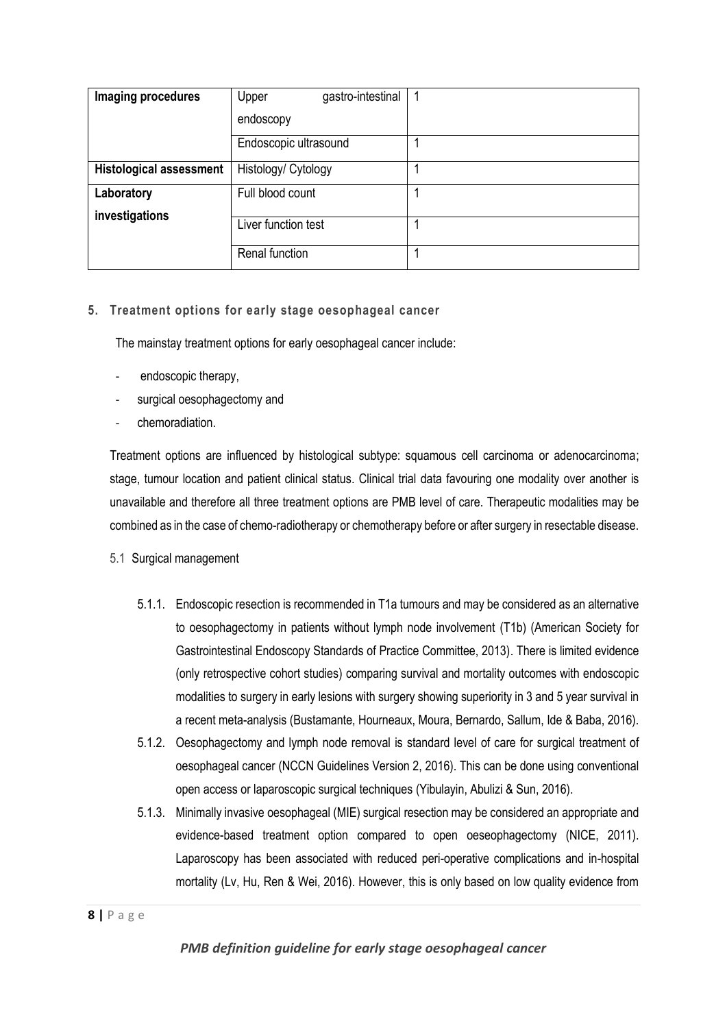| Imaging procedures | Upper gastro-intestinal endoscopy | 1 |
| --- | --- | --- |
| | Endoscopic ultrasound | 1 |
| **Histological assessment** | Histology/ Cytology | 1 |
| **Laboratory investigations** | Full blood count | 1 |
| | Liver function test | 1 |
| | Renal function | 1 |

## 5. Treatment options for early stage oesophageal cancer

The mainstay treatment options for early oesophageal cancer include:

- endoscopic therapy,
- surgical oesophagectomy and
- chemoradiation.

Treatment options are influenced by histological subtype: squamous cell carcinoma or adenocarcinoma; stage, tumour location and patient clinical status. Clinical trial data favouring one modality over another is unavailable and therefore all three treatment options are PMB level of care. Therapeutic modalities may be combined as in the case of chemo-radiotherapy or chemotherapy before or after surgery in resectable disease.

### 5.1 Surgical management

5.1.1. Endoscopic resection is recommended in T1a tumours and may be considered as an alternative to oesophagectomy in patients without lymph node involvement (T1b) (American Society for Gastrointestinal Endoscopy Standards of Practice Committee, 2013). There is limited evidence (only retrospective cohort studies) comparing survival and mortality outcomes with endoscopic modalities to surgery in early lesions with surgery showing superiority in 3 and 5 year survival in a recent meta-analysis (Bustamante, Hourneaux, Moura, Bernardo, Sallum, Ide & Baba, 2016).

5.1.2. Oesophagectomy and lymph node removal is standard level of care for surgical treatment of oesophageal cancer (NCCN Guidelines Version 2, 2016). This can be done using conventional open access or laparoscopic surgical techniques (Yibulayin, Abulizi & Sun, 2016).

5.1.3. Minimally invasive oesophageal (MIE) surgical resection may be considered an appropriate and evidence-based treatment option compared to open oeseophagectomy (NICE, 2011). Laparoscopy has been associated with reduced peri-operative complications and in-hospital mortality (Lv, Hu, Ren & Wei, 2016). However, this is only based on low quality evidence from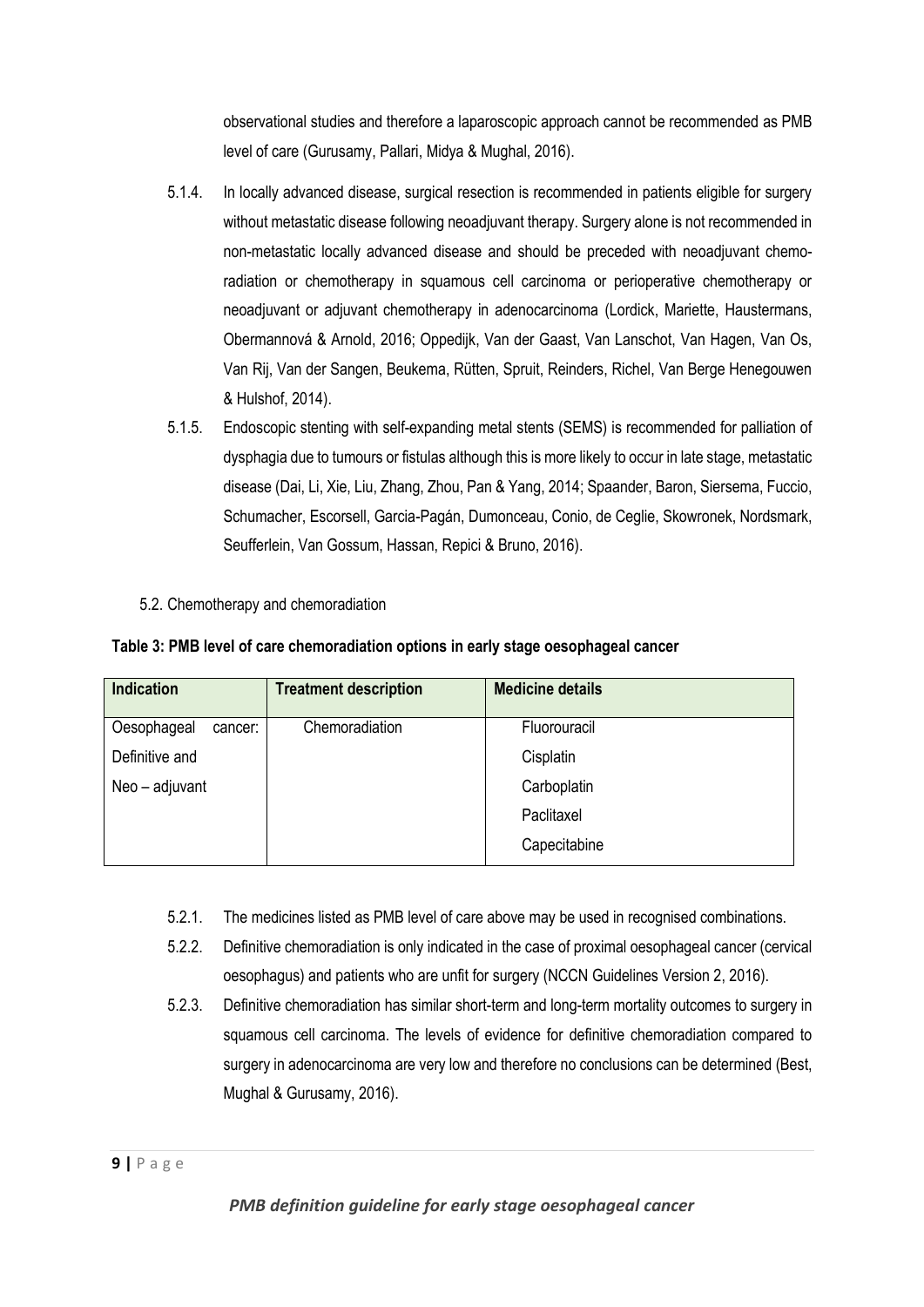observational studies and therefore a laparoscopic approach cannot be recommended as PMB level of care (Gurusamy, Pallari, Midya & Mughal, 2016).

5.1.4. In locally advanced disease, surgical resection is recommended in patients eligible for surgery without metastatic disease following neoadjuvant therapy. Surgery alone is not recommended in non-metastatic locally advanced disease and should be preceded with neoadjuvant chemo-radiation or chemotherapy in squamous cell carcinoma or perioperative chemotherapy or neoadjuvant or adjuvant chemotherapy in adenocarcinoma (Lordick, Mariette, Haustermans, Obermannová & Arnold, 2016; Oppedijk, Van der Gaast, Van Lanschot, Van Hagen, Van Os, Van Rij, Van der Sangen, Beukema, Rütten, Spruit, Reinders, Richel, Van Berge Henegouwen & Hulshof, 2014).

5.1.5. Endoscopic stenting with self-expanding metal stents (SEMS) is recommended for palliation of dysphagia due to tumours or fistulas although this is more likely to occur in late stage, metastatic disease (Dai, Li, Xie, Liu, Zhang, Zhou, Pan & Yang, 2014; Spaander, Baron, Siersema, Fuccio, Schumacher, Escorsell, Garcia-Pagán, Dumonceau, Conio, de Ceglie, Skowronek, Nordsmark, Seufferlein, Van Gossum, Hassan, Repici & Bruno, 2016).

5.2. Chemotherapy and chemoradiation

**Table 3: PMB level of care chemoradiation options in early stage oesophageal cancer**

| Indication | Treatment description | Medicine details |
|---|---|---|
| Oesophageal cancer: Definitive and Neo – adjuvant | Chemoradiation | Fluorouracil<br>Cisplatin<br>Carboplatin<br>Paclitaxel<br>Capecitabine |

5.2.1. The medicines listed as PMB level of care above may be used in recognised combinations.

5.2.2. Definitive chemoradiation is only indicated in the case of proximal oesophageal cancer (cervical oesophagus) and patients who are unfit for surgery (NCCN Guidelines Version 2, 2016).

5.2.3. Definitive chemoradiation has similar short-term and long-term mortality outcomes to surgery in squamous cell carcinoma. The levels of evidence for definitive chemoradiation compared to surgery in adenocarcinoma are very low and therefore no conclusions can be determined (Best, Mughal & Gurusamy, 2016).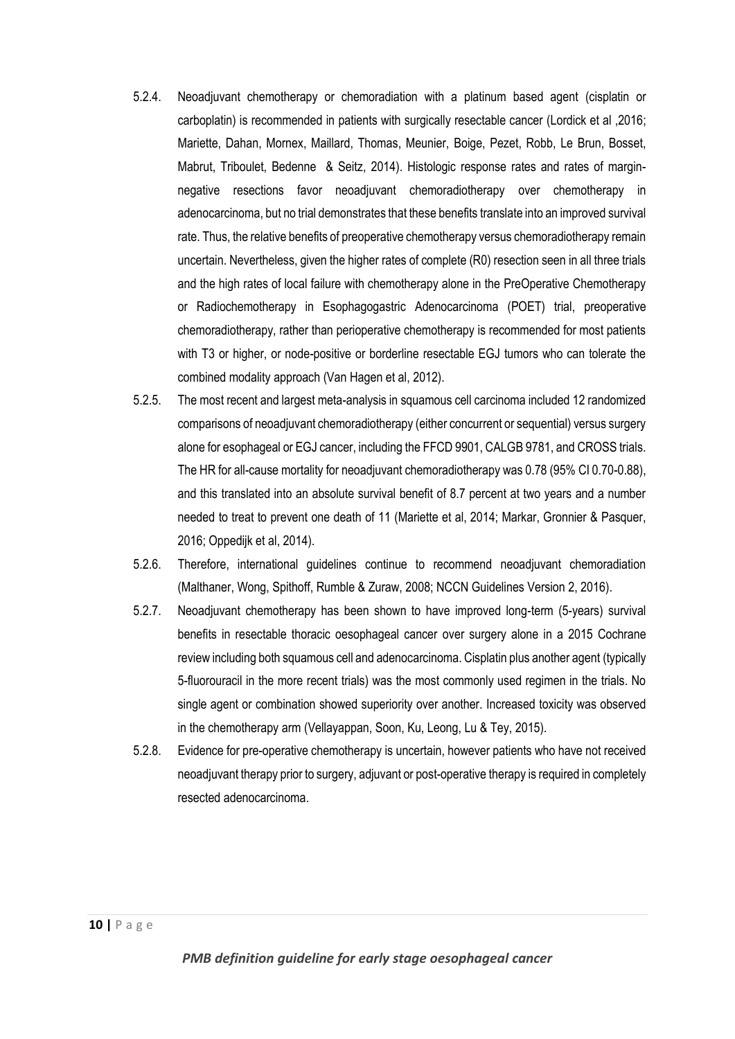5.2.4. Neoadjuvant chemotherapy or chemoradiation with a platinum based agent (cisplatin or carboplatin) is recommended in patients with surgically resectable cancer (Lordick et al ,2016; Mariette, Dahan, Mornex, Maillard, Thomas, Meunier, Boige, Pezet, Robb, Le Brun, Bosset, Mabrut, Triboulet, Bedenne & Seitz, 2014). Histologic response rates and rates of margin-negative resections favor neoadjuvant chemoradiotherapy over chemotherapy in adenocarcinoma, but no trial demonstrates that these benefits translate into an improved survival rate. Thus, the relative benefits of preoperative chemotherapy versus chemoradiotherapy remain uncertain. Nevertheless, given the higher rates of complete (R0) resection seen in all three trials and the high rates of local failure with chemotherapy alone in the PreOperative Chemotherapy or Radiochemotherapy in Esophagogastric Adenocarcinoma (POET) trial, preoperative chemoradiotherapy, rather than perioperative chemotherapy is recommended for most patients with T3 or higher, or node-positive or borderline resectable EGJ tumors who can tolerate the combined modality approach (Van Hagen et al, 2012).

5.2.5. The most recent and largest meta-analysis in squamous cell carcinoma included 12 randomized comparisons of neoadjuvant chemoradiotherapy (either concurrent or sequential) versus surgery alone for esophageal or EGJ cancer, including the FFCD 9901, CALGB 9781, and CROSS trials. The HR for all-cause mortality for neoadjuvant chemoradiotherapy was 0.78 (95% CI 0.70-0.88), and this translated into an absolute survival benefit of 8.7 percent at two years and a number needed to treat to prevent one death of 11 (Mariette et al, 2014; Markar, Gronnier & Pasquer, 2016; Oppedijk et al, 2014).

5.2.6. Therefore, international guidelines continue to recommend neoadjuvant chemoradiation (Malthaner, Wong, Spithoff, Rumble & Zuraw, 2008; NCCN Guidelines Version 2, 2016).

5.2.7. Neoadjuvant chemotherapy has been shown to have improved long-term (5-years) survival benefits in resectable thoracic oesophageal cancer over surgery alone in a 2015 Cochrane review including both squamous cell and adenocarcinoma. Cisplatin plus another agent (typically 5-fluorouracil in the more recent trials) was the most commonly used regimen in the trials. No single agent or combination showed superiority over another. Increased toxicity was observed in the chemotherapy arm (Vellayappan, Soon, Ku, Leong, Lu & Tey, 2015).

5.2.8. Evidence for pre-operative chemotherapy is uncertain, however patients who have not received neoadjuvant therapy prior to surgery, adjuvant or post-operative therapy is required in completely resected adenocarcinoma.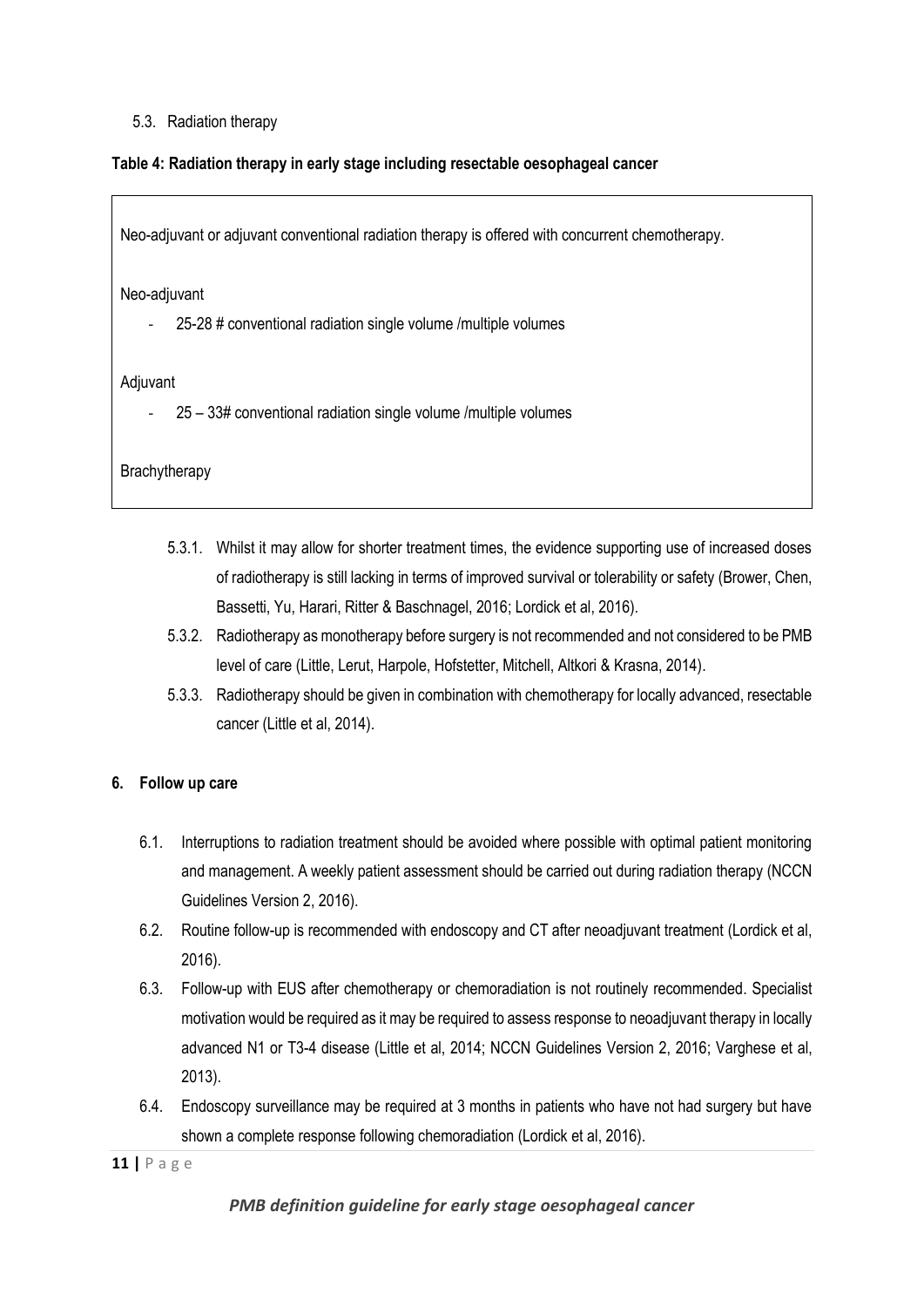5.3. Radiation therapy

**Table 4: Radiation therapy in early stage including resectable oesophageal cancer**

| Neo-adjuvant or adjuvant conventional radiation therapy is offered with concurrent chemotherapy.<br><br>Neo-adjuvant<br>- 25-28 # conventional radiation single volume /multiple volumes<br><br>Adjuvant<br>- 25 – 33# conventional radiation single volume /multiple volumes<br><br>Brachytherapy |
|---|

5.3.1. Whilst it may allow for shorter treatment times, the evidence supporting use of increased doses of radiotherapy is still lacking in terms of improved survival or tolerability or safety (Brower, Chen, Bassetti, Yu, Harari, Ritter & Baschnagel, 2016; Lordick et al, 2016).

5.3.2. Radiotherapy as monotherapy before surgery is not recommended and not considered to be PMB level of care (Little, Lerut, Harpole, Hofstetter, Mitchell, Altkori & Krasna, 2014).

5.3.3. Radiotherapy should be given in combination with chemotherapy for locally advanced, resectable cancer (Little et al, 2014).

## 6. Follow up care

6.1. Interruptions to radiation treatment should be avoided where possible with optimal patient monitoring and management. A weekly patient assessment should be carried out during radiation therapy (NCCN Guidelines Version 2, 2016).

6.2. Routine follow-up is recommended with endoscopy and CT after neoadjuvant treatment (Lordick et al, 2016).

6.3. Follow-up with EUS after chemotherapy or chemoradiation is not routinely recommended. Specialist motivation would be required as it may be required to assess response to neoadjuvant therapy in locally advanced N1 or T3-4 disease (Little et al, 2014; NCCN Guidelines Version 2, 2016; Varghese et al, 2013).

6.4. Endoscopy surveillance may be required at 3 months in patients who have not had surgery but have shown a complete response following chemoradiation (Lordick et al, 2016).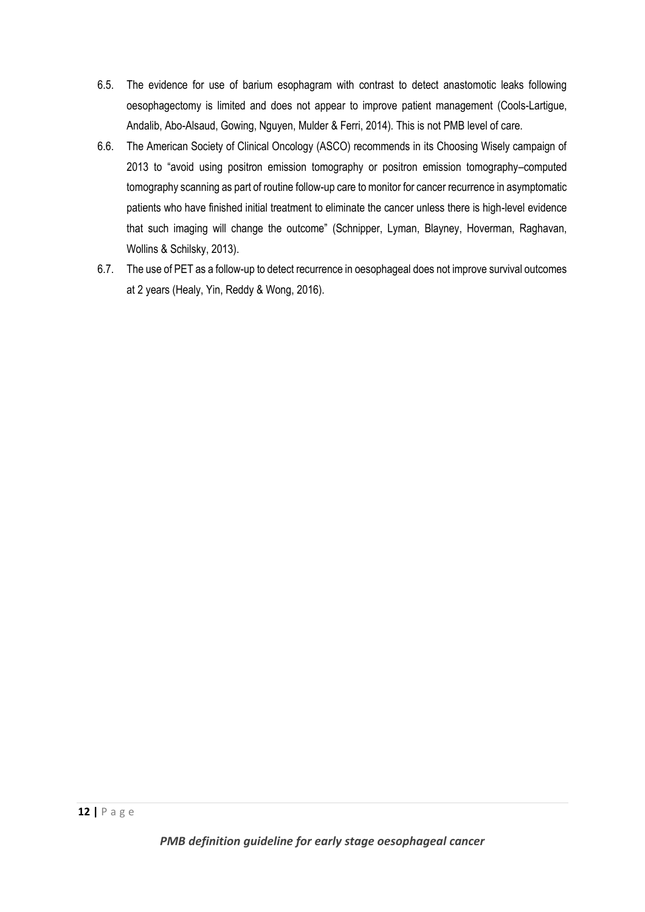6.5. The evidence for use of barium esophagram with contrast to detect anastomotic leaks following oesophagectomy is limited and does not appear to improve patient management (Cools-Lartigue, Andalib, Abo-Alsaud, Gowing, Nguyen, Mulder & Ferri, 2014). This is not PMB level of care.

6.6. The American Society of Clinical Oncology (ASCO) recommends in its Choosing Wisely campaign of 2013 to "avoid using positron emission tomography or positron emission tomography–computed tomography scanning as part of routine follow-up care to monitor for cancer recurrence in asymptomatic patients who have finished initial treatment to eliminate the cancer unless there is high-level evidence that such imaging will change the outcome" (Schnipper, Lyman, Blayney, Hoverman, Raghavan, Wollins & Schilsky, 2013).

6.7. The use of PET as a follow-up to detect recurrence in oesophageal does not improve survival outcomes at 2 years (Healy, Yin, Reddy & Wong, 2016).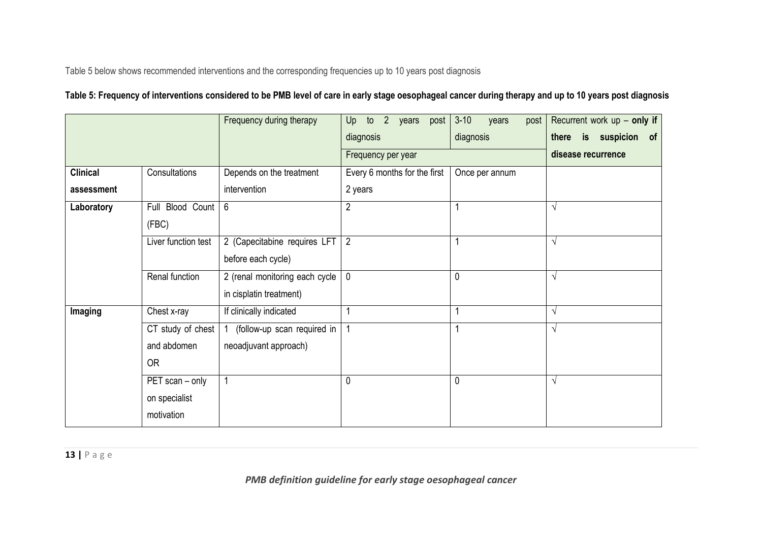Table 5 below shows recommended interventions and the corresponding frequencies up to 10 years post diagnosis

**Table 5: Frequency of interventions considered to be PMB level of care in early stage oesophageal cancer during therapy and up to 10 years post diagnosis**

| | | Frequency during therapy | Up to 2 years post diagnosis | 3-10 years post diagnosis | Recurrent work up – **only if there is suspicion of disease recurrence** |
|---|---|---|---|---|---|
| | | | Frequency per year | | |
| **Clinical assessment** | Consultations | Depends on the treatment intervention | Every 6 months for the first 2 years | Once per annum | |
| **Laboratory** | Full Blood Count (FBC) | 6 | 2 | 1 | √ |
| | Liver function test | 2 (Capecitabine requires LFT before each cycle) | 2 | 1 | √ |
| | Renal function | 2 (renal monitoring each cycle in cisplatin treatment) | 0 | 0 | √ |
| **Imaging** | Chest x-ray | If clinically indicated | 1 | 1 | √ |
| | CT study of chest and abdomen OR | 1 (follow-up scan required in neoadjuvant approach) | 1 | 1 | √ |
| | PET scan – only on specialist motivation | 1 | 0 | 0 | √ |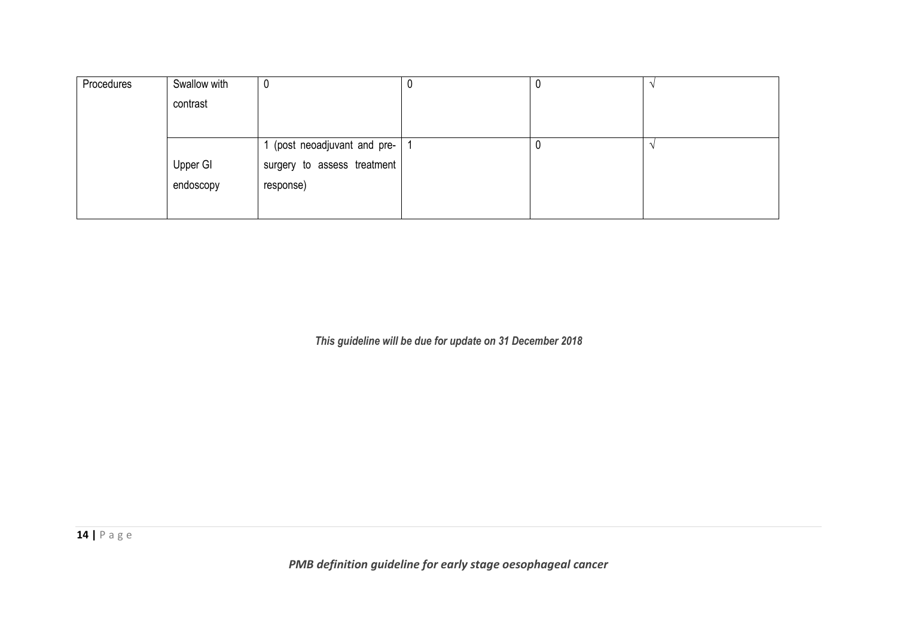| | | | | | |
|---|---|---|---|---|---|
| Procedures | Swallow with contrast | 0 | 0 | 0 | √ |
| | Upper GI endoscopy | 1 (post neoadjuvant and pre-surgery to assess treatment response) | 1 | 0 | √ |

*This guideline will be due for update on 31 December 2018*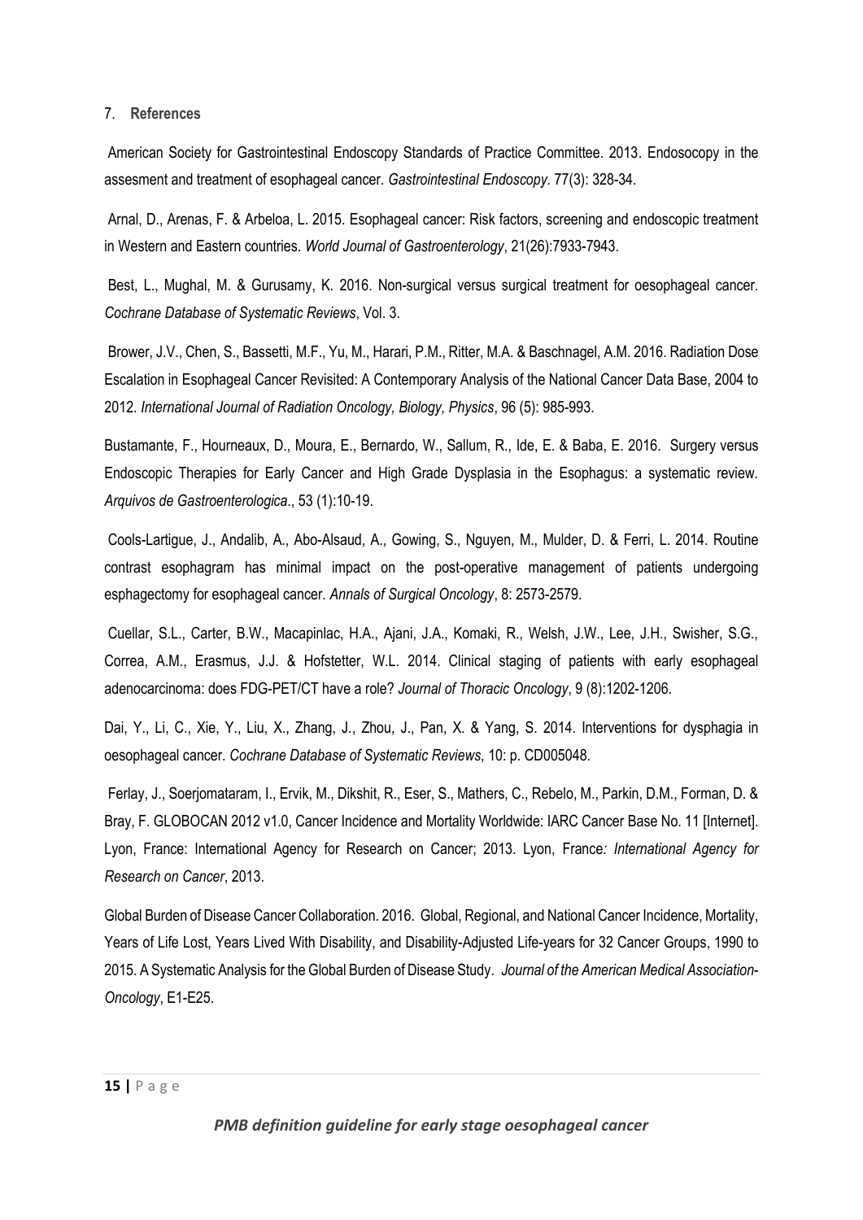## 7. References

American Society for Gastrointestinal Endoscopy Standards of Practice Committee. 2013. Endosocopy in the assesment and treatment of esophageal cancer. *Gastrointestinal Endoscopy*. 77(3): 328-34.

Arnal, D., Arenas, F. & Arbeloa, L. 2015. Esophageal cancer: Risk factors, screening and endoscopic treatment in Western and Eastern countries. *World Journal of Gastroenterology*, 21(26):7933-7943.

Best, L., Mughal, M. & Gurusamy, K. 2016. Non-surgical versus surgical treatment for oesophageal cancer. *Cochrane Database of Systematic Reviews*, Vol. 3.

Brower, J.V., Chen, S., Bassetti, M.F., Yu, M., Harari, P.M., Ritter, M.A. & Baschnagel, A.M. 2016. Radiation Dose Escalation in Esophageal Cancer Revisited: A Contemporary Analysis of the National Cancer Data Base, 2004 to 2012. *International Journal of Radiation Oncology, Biology, Physics*, 96 (5): 985-993.

Bustamante, F., Hourneaux, D., Moura, E., Bernardo, W., Sallum, R., Ide, E. & Baba, E. 2016. Surgery versus Endoscopic Therapies for Early Cancer and High Grade Dysplasia in the Esophagus: a systematic review. *Arquivos de Gastroenterologica*., 53 (1):10-19.

Cools-Lartigue, J., Andalib, A., Abo-Alsaud, A., Gowing, S., Nguyen, M., Mulder, D. & Ferri, L. 2014. Routine contrast esophagram has minimal impact on the post-operative management of patients undergoing esphagectomy for esophageal cancer. *Annals of Surgical Oncology*, 8: 2573-2579.

Cuellar, S.L., Carter, B.W., Macapinlac, H.A., Ajani, J.A., Komaki, R., Welsh, J.W., Lee, J.H., Swisher, S.G., Correa, A.M., Erasmus, J.J. & Hofstetter, W.L. 2014. Clinical staging of patients with early esophageal adenocarcinoma: does FDG-PET/CT have a role? *Journal of Thoracic Oncology*, 9 (8):1202-1206.

Dai, Y., Li, C., Xie, Y., Liu, X., Zhang, J., Zhou, J., Pan, X. & Yang, S. 2014. Interventions for dysphagia in oesophageal cancer. *Cochrane Database of Systematic Reviews*, 10: p. CD005048.

Ferlay, J., Soerjomataram, I., Ervik, M., Dikshit, R., Eser, S., Mathers, C., Rebelo, M., Parkin, D.M., Forman, D. & Bray, F. GLOBOCAN 2012 v1.0, Cancer Incidence and Mortality Worldwide: IARC Cancer Base No. 11 [Internet]. Lyon, France: International Agency for Research on Cancer; 2013. Lyon, France*: International Agency for Research on Cancer*, 2013.

Global Burden of Disease Cancer Collaboration. 2016. Global, Regional, and National Cancer Incidence, Mortality, Years of Life Lost, Years Lived With Disability, and Disability-Adjusted Life-years for 32 Cancer Groups, 1990 to 2015. A Systematic Analysis for the Global Burden of Disease Study. *Journal of the American Medical Association-Oncology*, E1-E25.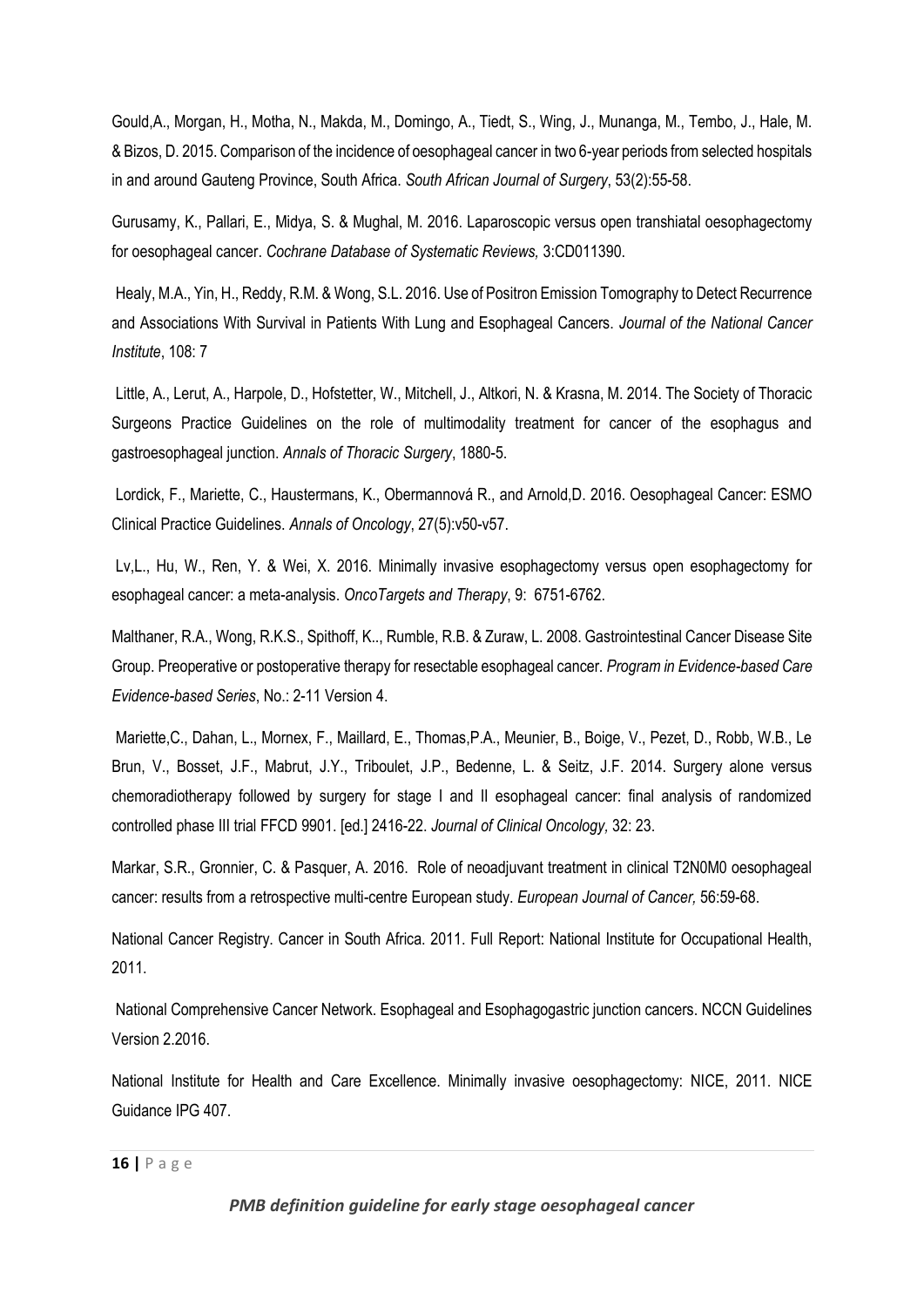Gould,A., Morgan, H., Motha, N., Makda, M., Domingo, A., Tiedt, S., Wing, J., Munanga, M., Tembo, J., Hale, M. & Bizos, D. 2015. Comparison of the incidence of oesophageal cancer in two 6-year periods from selected hospitals in and around Gauteng Province, South Africa. *South African Journal of Surgery*, 53(2):55-58.

Gurusamy, K., Pallari, E., Midya, S. & Mughal, M. 2016. Laparoscopic versus open transhiatal oesophagectomy for oesophageal cancer. *Cochrane Database of Systematic Reviews,* 3:CD011390.

Healy, M.A., Yin, H., Reddy, R.M. & Wong, S.L. 2016. Use of Positron Emission Tomography to Detect Recurrence and Associations With Survival in Patients With Lung and Esophageal Cancers. *Journal of the National Cancer Institute*, 108: 7

Little, A., Lerut, A., Harpole, D., Hofstetter, W., Mitchell, J., Altkori, N. & Krasna, M. 2014. The Society of Thoracic Surgeons Practice Guidelines on the role of multimodality treatment for cancer of the esophagus and gastroesophageal junction. *Annals of Thoracic Surgery*, 1880-5.

Lordick, F., Mariette, C., Haustermans, K., Obermannová R., and Arnold,D. 2016. Oesophageal Cancer: ESMO Clinical Practice Guidelines. *Annals of Oncology*, 27(5):v50-v57.

Lv,L., Hu, W., Ren, Y. & Wei, X. 2016. Minimally invasive esophagectomy versus open esophagectomy for esophageal cancer: a meta-analysis. *OncoTargets and Therapy*, 9: 6751-6762.

Malthaner, R.A., Wong, R.K.S., Spithoff, K.., Rumble, R.B. & Zuraw, L. 2008. Gastrointestinal Cancer Disease Site Group. Preoperative or postoperative therapy for resectable esophageal cancer. *Program in Evidence-based Care Evidence-based Series*, No.: 2-11 Version 4.

Mariette,C., Dahan, L., Mornex, F., Maillard, E., Thomas,P.A., Meunier, B., Boige, V., Pezet, D., Robb, W.B., Le Brun, V., Bosset, J.F., Mabrut, J.Y., Triboulet, J.P., Bedenne, L. & Seitz, J.F. 2014. Surgery alone versus chemoradiotherapy followed by surgery for stage I and II esophageal cancer: final analysis of randomized controlled phase III trial FFCD 9901. [ed.] 2416-22. *Journal of Clinical Oncology,* 32: 23.

Markar, S.R., Gronnier, C. & Pasquer, A. 2016. Role of neoadjuvant treatment in clinical T2N0M0 oesophageal cancer: results from a retrospective multi-centre European study. *European Journal of Cancer,* 56:59-68.

National Cancer Registry. Cancer in South Africa. 2011. Full Report: National Institute for Occupational Health, 2011.

National Comprehensive Cancer Network. Esophageal and Esophagogastric junction cancers. NCCN Guidelines Version 2.2016.

National Institute for Health and Care Excellence. Minimally invasive oesophagectomy: NICE, 2011. NICE Guidance IPG 407.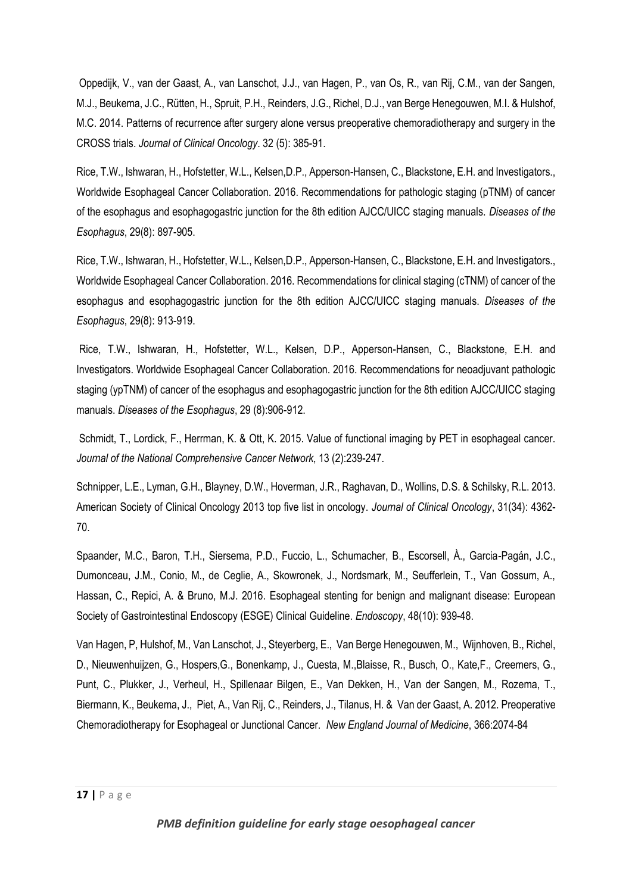Oppedijk, V., van der Gaast, A., van Lanschot, J.J., van Hagen, P., van Os, R., van Rij, C.M., van der Sangen, M.J., Beukema, J.C., Rütten, H., Spruit, P.H., Reinders, J.G., Richel, D.J., van Berge Henegouwen, M.I. & Hulshof, M.C. 2014. Patterns of recurrence after surgery alone versus preoperative chemoradiotherapy and surgery in the CROSS trials. *Journal of Clinical Oncology*. 32 (5): 385-91.

Rice, T.W., Ishwaran, H., Hofstetter, W.L., Kelsen,D.P., Apperson-Hansen, C., Blackstone, E.H. and Investigators., Worldwide Esophageal Cancer Collaboration. 2016. Recommendations for pathologic staging (pTNM) of cancer of the esophagus and esophagogastric junction for the 8th edition AJCC/UICC staging manuals. *Diseases of the Esophagus*, 29(8): 897-905.

Rice, T.W., Ishwaran, H., Hofstetter, W.L., Kelsen,D.P., Apperson-Hansen, C., Blackstone, E.H. and Investigators., Worldwide Esophageal Cancer Collaboration. 2016. Recommendations for clinical staging (cTNM) of cancer of the esophagus and esophagogastric junction for the 8th edition AJCC/UICC staging manuals. *Diseases of the Esophagus*, 29(8): 913-919.

Rice, T.W., Ishwaran, H., Hofstetter, W.L., Kelsen, D.P., Apperson-Hansen, C., Blackstone, E.H. and Investigators. Worldwide Esophageal Cancer Collaboration. 2016. Recommendations for neoadjuvant pathologic staging (ypTNM) of cancer of the esophagus and esophagogastric junction for the 8th edition AJCC/UICC staging manuals. *Diseases of the Esophagus*, 29 (8):906-912.

Schmidt, T., Lordick, F., Herrman, K. & Ott, K. 2015. Value of functional imaging by PET in esophageal cancer. *Journal of the National Comprehensive Cancer Network*, 13 (2):239-247.

Schnipper, L.E., Lyman, G.H., Blayney, D.W., Hoverman, J.R., Raghavan, D., Wollins, D.S. & Schilsky, R.L. 2013. American Society of Clinical Oncology 2013 top five list in oncology. *Journal of Clinical Oncology*, 31(34): 4362-70.

Spaander, M.C., Baron, T.H., Siersema, P.D., Fuccio, L., Schumacher, B., Escorsell, À., Garcia-Pagán, J.C., Dumonceau, J.M., Conio, M., de Ceglie, A., Skowronek, J., Nordsmark, M., Seufferlein, T., Van Gossum, A., Hassan, C., Repici, A. & Bruno, M.J. 2016. Esophageal stenting for benign and malignant disease: European Society of Gastrointestinal Endoscopy (ESGE) Clinical Guideline. *Endoscopy*, 48(10): 939-48.

Van Hagen, P, Hulshof, M., Van Lanschot, J., Steyerberg, E., Van Berge Henegouwen, M., Wijnhoven, B., Richel, D., Nieuwenhuijzen, G., Hospers,G., Bonenkamp, J., Cuesta, M.,Blaisse, R., Busch, O., Kate,F., Creemers, G., Punt, C., Plukker, J., Verheul, H., Spillenaar Bilgen, E., Van Dekken, H., Van der Sangen, M., Rozema, T., Biermann, K., Beukema, J., Piet, A., Van Rij, C., Reinders, J., Tilanus, H. & Van der Gaast, A. 2012. Preoperative Chemoradiotherapy for Esophageal or Junctional Cancer. *New England Journal of Medicine*, 366:2074-84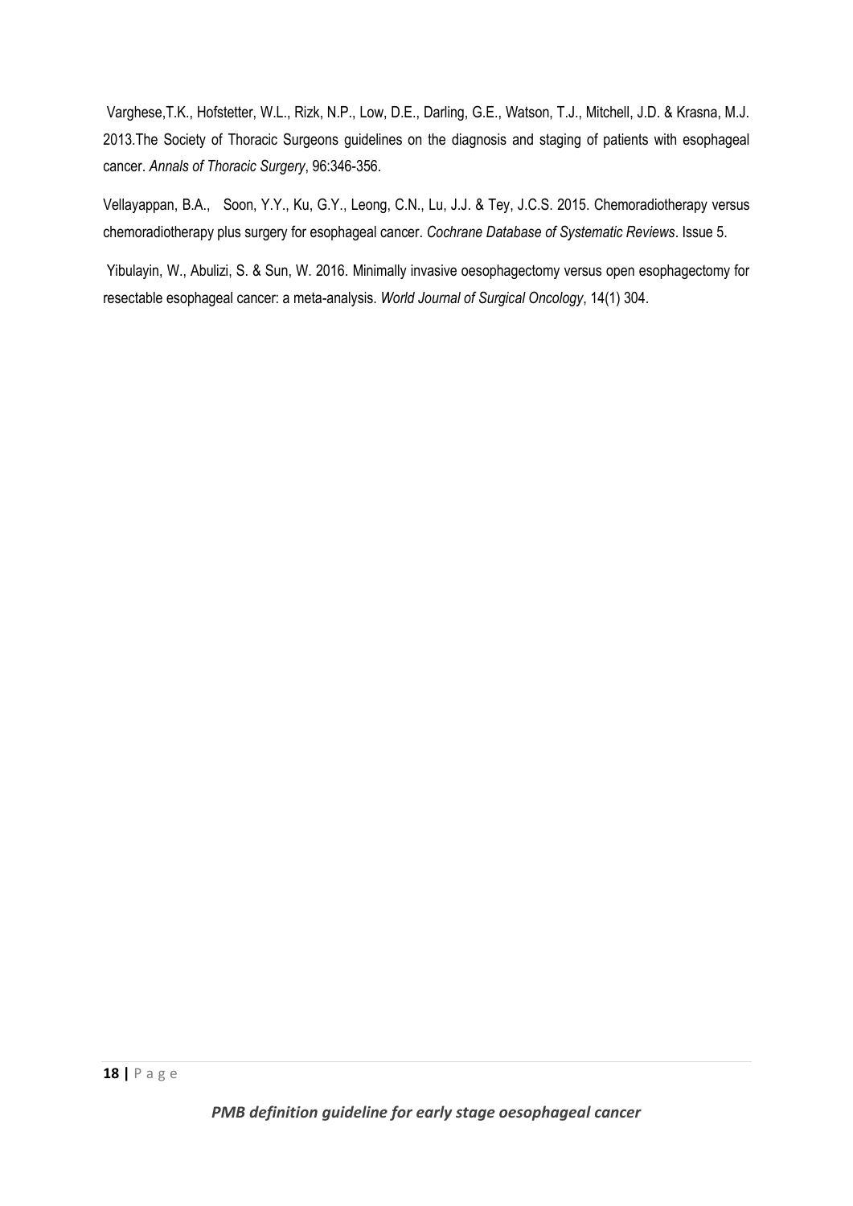Varghese,T.K., Hofstetter, W.L., Rizk, N.P., Low, D.E., Darling, G.E., Watson, T.J., Mitchell, J.D. & Krasna, M.J. 2013.The Society of Thoracic Surgeons guidelines on the diagnosis and staging of patients with esophageal cancer. *Annals of Thoracic Surgery*, 96:346-356.

Vellayappan, B.A., Soon, Y.Y., Ku, G.Y., Leong, C.N., Lu, J.J. & Tey, J.C.S. 2015. Chemoradiotherapy versus chemoradiotherapy plus surgery for esophageal cancer. *Cochrane Database of Systematic Reviews*. Issue 5.

Yibulayin, W., Abulizi, S. & Sun, W. 2016. Minimally invasive oesophagectomy versus open esophagectomy for resectable esophageal cancer: a meta-analysis. *World Journal of Surgical Oncology*, 14(1) 304.